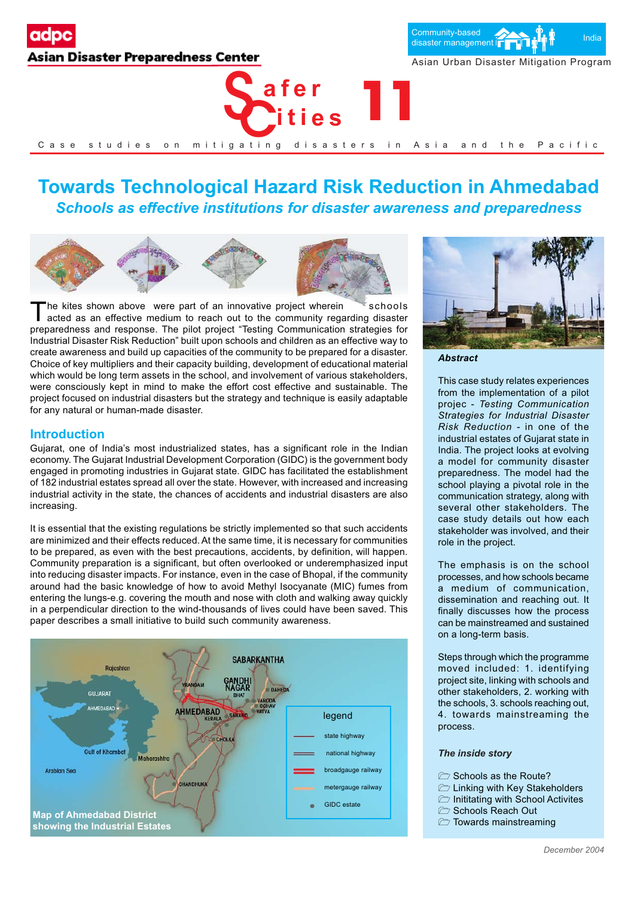adpc

Asian Disaster Preparedness Center

Community-based disaster management | India

Asian Urban Disaster Mitigation Program

# Safer Cities 11

Case studies on mitigating disasters in Asia and the Pacific

# Towards Technological Hazard Risk Reduction in Ahmedabad

## *Schools as effective institutions for disaster awareness and preparedness*

The kites shown above were part of an innovative project wherein schools acted as an effective medium to reach out to the community regarding disaster preparedness and response. The pilot project "Testing Communication strategies for Industrial Disaster Risk Reduction" built upon schools and children as an effective way to create awareness and build up capacities of the community to be prepared for a disaster. Choice of key multipliers and their capacity building, development of educational material which would be long term assets in the school, and involvement of various stakeholders, were consciously kept in mind to make the effort cost effective and sustainable. The project focused on industrial disasters but the strategy and technique is easily adaptable for any natural or human-made disaster.

## Introduction

Gujarat, one of India's most industrialized states, has a significant role in the Indian economy. The Gujarat Industrial Development Corporation (GIDC) is the government body engaged in promoting industries in Gujarat state. GIDC has facilitated the establishment of 182 industrial estates spread all over the state. However, with increased and increasing industrial activity in the state, the chances of accidents and industrial disasters are also increasing.

It is essential that the existing regulations be strictly implemented so that such accidents are minimized and their effects reduced. At the same time, it is necessary for communities to be prepared, as even with the best precautions, accidents, by definition, will happen. Community preparation is a significant, but often overlooked or underemphasized input into reducing disaster impacts. For instance, even in the case of Bhopal, if the community around had the basic knowledge of how to avoid Methyl Isocyanate (MIC) fumes from entering the lungs-e.g. covering the mouth and nose with cloth and walking away quickly in a perpendicular direction to the wind-thousands of lives could have been saved. This paper describes a small initiative to build such community awareness.

Map of Ahmedabad District showing the Industrial Estates

### *Abstract*

This case study relates experiences from the implementation of a pilot projec - *Testing Communication Strategies for Industrial Disaster Risk Reduction* - in one of the industrial estates of Gujarat state in India. The project looks at evolving a model for community disaster preparedness. The model had the school playing a pivotal role in the communication strategy, along with several other stakeholders. The case study details out how each stakeholder was involved, and their role in the project.

The emphasis is on the school processes, and how schools became a medium of communication, dissemination and reaching out. It finally discusses how the process can be mainstreamed and sustained on a long-term basis.

Steps through which the programme moved included: 1. identifying project site, linking with schools and other stakeholders, 2. working with the schools, 3. schools reaching out, 4. towards mainstreaming the process.

### *The inside story*

- Schools as the Route?
- Linking with Key Stakeholders
- Inititating with School Activites
- Schools Reach Out
- Towards mainstreaming

*December 2004*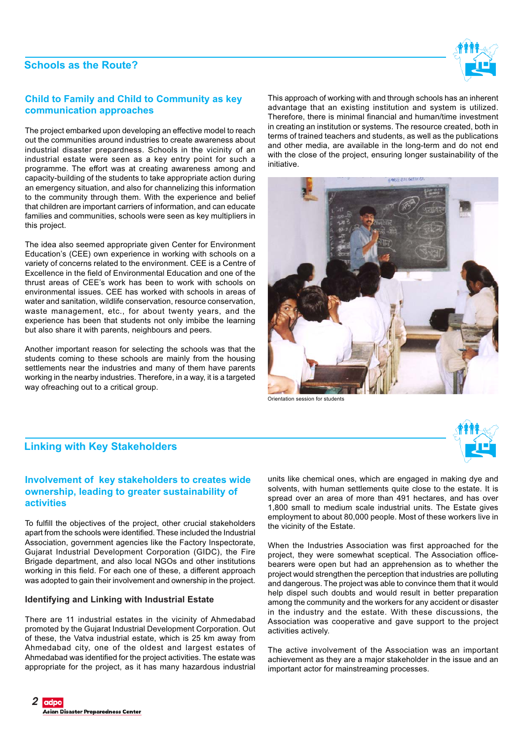## Schools as the Route?

### Child to Family and Child to Community as key communication approaches

The project embarked upon developing an effective model to reach out the communities around industries to create awareness about industrial disaster prepardness. Schools in the vicinity of an industrial estate were seen as a key entry point for such a programme. The effort was at creating awareness among and capacity-building of the students to take appropriate action during an emergency situation, and also for channelizing this information to the community through them. With the experience and belief that children are important carriers of information, and can educate families and communities, schools were seen as key multipliers in this project.

The idea also seemed appropriate given Center for Environment Education's (CEE) own experience in working with schools on a variety of concerns related to the environment. CEE is a Centre of Excellence in the field of Environmental Education and one of the thrust areas of CEE's work has been to work with schools on environmental issues. CEE has worked with schools in areas of water and sanitation, wildlife conservation, resource conservation, waste management, etc., for about twenty years, and the experience has been that students not only imbibe the learning but also share it with parents, neighbours and peers.

Another important reason for selecting the schools was that the students coming to these schools are mainly from the housing settlements near the industries and many of them have parents working in the nearby industries. Therefore, in a way, it is a targeted way ofreaching out to a critical group.

This approach of working with and through schools has an inherent advantage that an existing institution and system is utilized. Therefore, there is minimal financial and human/time investment in creating an institution or systems. The resource created, both in terms of trained teachers and students, as well as the publications and other media, are available in the long-term and do not end with the close of the project, ensuring longer sustainability of the initiative.

Orientation session for students

## Linking with Key Stakeholders

### Involvement of key stakeholders to creates wide ownership, leading to greater sustainability of activities

To fulfill the objectives of the project, other crucial stakeholders apart from the schools were identified. These included the Industrial Association, government agencies like the Factory Inspectorate, Gujarat Industrial Development Corporation (GIDC), the Fire Brigade department, and also local NGOs and other institutions working in this field. For each one of these, a different approach was adopted to gain their involvement and ownership in the project.

#### Identifying and Linking with Industrial Estate

There are 11 industrial estates in the vicinity of Ahmedabad promoted by the Gujarat Industrial Development Corporation. Out of these, the Vatva industrial estate, which is 25 km away from Ahmedabad city, one of the oldest and largest estates of Ahmedabad was identified for the project activities. The estate was appropriate for the project, as it has many hazardous industrial units like chemical ones, which are engaged in making dye and solvents, with human settlements quite close to the estate. It is spread over an area of more than 491 hectares, and has over 1,800 small to medium scale industrial units. The Estate gives employment to about 80,000 people. Most of these workers live in the vicinity of the Estate.

When the Industries Association was first approached for the project, they were somewhat sceptical. The Association office-bearers were open but had an apprehension as to whether the project would strengthen the perception that industries are polluting and dangerous. The project was able to convince them that it would help dispel such doubts and would result in better preparation among the community and the workers for any accident or disaster in the industry and the estate. With these discussions, the Association was cooperative and gave support to the project activities actively.

The active involvement of the Association was an important achievement as they are a major stakeholder in the issue and an important actor for mainstreaming processes.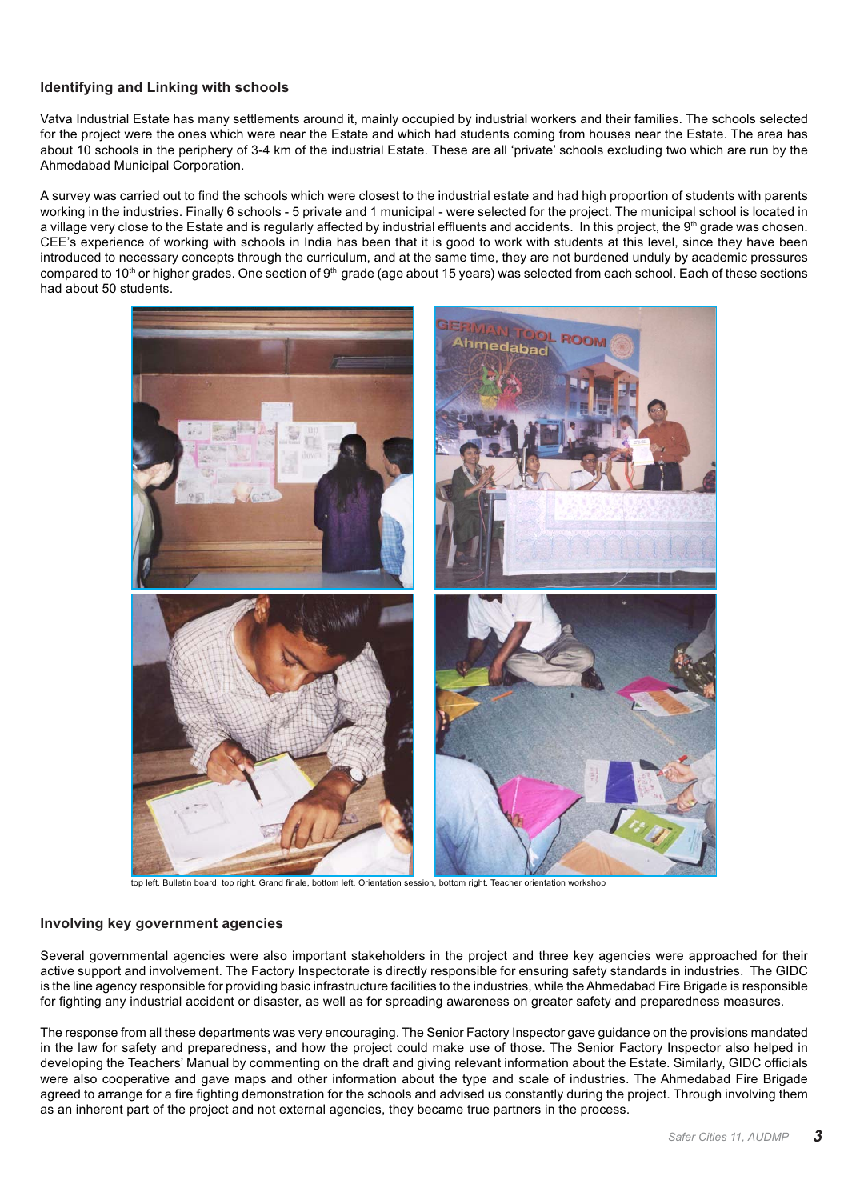### Identifying and Linking with schools

Vatva Industrial Estate has many settlements around it, mainly occupied by industrial workers and their families. The schools selected for the project were the ones which were near the Estate and which had students coming from houses near the Estate. The area has about 10 schools in the periphery of 3-4 km of the industrial Estate. These are all 'private' schools excluding two which are run by the Ahmedabad Municipal Corporation.

A survey was carried out to find the schools which were closest to the industrial estate and had high proportion of students with parents working in the industries. Finally 6 schools - 5 private and 1 municipal - were selected for the project. The municipal school is located in a village very close to the Estate and is regularly affected by industrial effluents and accidents. In this project, the 9th grade was chosen. CEE's experience of working with schools in India has been that it is good to work with students at this level, since they have been introduced to necessary concepts through the curriculum, and at the same time, they are not burdened unduly by academic pressures compared to 10th or higher grades. One section of 9th grade (age about 15 years) was selected from each school. Each of these sections had about 50 students.

top left. Bulletin board, top right. Grand finale, bottom left. Orientation session, bottom right. Teacher orientation workshop

### Involving key government agencies

Several governmental agencies were also important stakeholders in the project and three key agencies were approached for their active support and involvement. The Factory Inspectorate is directly responsible for ensuring safety standards in industries. The GIDC is the line agency responsible for providing basic infrastructure facilities to the industries, while the Ahmedabad Fire Brigade is responsible for fighting any industrial accident or disaster, as well as for spreading awareness on greater safety and preparedness measures.

The response from all these departments was very encouraging. The Senior Factory Inspector gave guidance on the provisions mandated in the law for safety and preparedness, and how the project could make use of those. The Senior Factory Inspector also helped in developing the Teachers' Manual by commenting on the draft and giving relevant information about the Estate. Similarly, GIDC officials were also cooperative and gave maps and other information about the type and scale of industries. The Ahmedabad Fire Brigade agreed to arrange for a fire fighting demonstration for the schools and advised us constantly during the project. Through involving them as an inherent part of the project and not external agencies, they became true partners in the process.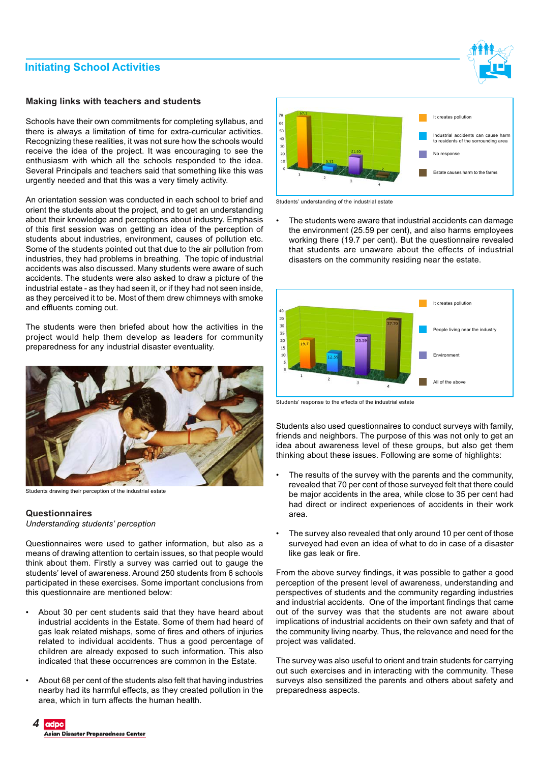## Initiating School Activities

### Making links with teachers and students

Schools have their own commitments for completing syllabus, and there is always a limitation of time for extra-curricular activities. Recognizing these realities, it was not sure how the schools would receive the idea of the project. It was encouraging to see the enthusiasm with which all the schools responded to the idea. Several Principals and teachers said that something like this was urgently needed and that this was a very timely activity.

An orientation session was conducted in each school to brief and orient the students about the project, and to get an understanding about their knowledge and perceptions about industry. Emphasis of this first session was on getting an idea of the perception of students about industries, environment, causes of pollution etc. Some of the students pointed out that due to the air pollution from industries, they had problems in breathing. The topic of industrial accidents was also discussed. Many students were aware of such accidents. The students were also asked to draw a picture of the industrial estate - as they had seen it, or if they had not seen inside, as they perceived it to be. Most of them drew chimneys with smoke and effluents coming out.

The students were then briefed about how the activities in the project would help them develop as leaders for community preparedness for any industrial disaster eventuality.

Students drawing their perception of the industrial estate

### Questionnaires

*Understanding students' perception*

Questionnaires were used to gather information, but also as a means of drawing attention to certain issues, so that people would think about them. Firstly a survey was carried out to gauge the students' level of awareness. Around 250 students from 6 schools participated in these exercises. Some important conclusions from this questionnaire are mentioned below:

- About 30 per cent students said that they have heard about industrial accidents in the Estate. Some of them had heard of gas leak related mishaps, some of fires and others of injuries related to individual accidents. Thus a good percentage of children are already exposed to such information. This also indicated that these occurrences are common in the Estate.

- About 68 per cent of the students also felt that having industries nearby had its harmful effects, as they created pollution in the area, which in turn affects the human health.

| | Response | Value |
|---|---|---|
| 1 | It creates pollution | 67.1 |
| 2 | Industrial accidents can cause harm to residents of the surrounding area | 5.51 |
| 3 | No response | 21.65 |
| 4 | Estate causes harm to the farms | 2 |

Students' understanding of the industrial estate

- The students were aware that industrial accidents can damage the environment (25.59 per cent), and also harms employees working there (19.7 per cent). But the questionnaire revealed that students are unaware about the effects of industrial disasters on the community residing near the estate.

| | Response | Value |
|---|---|---|
| 1 | It creates pollution | 19.7 |
| 2 | People living near the industry | 12.59 |
| 3 | Environment | 25.59 |
| 4 | All of the above | 37.79 |

Students' response to the effects of the industrial estate

Students also used questionnaires to conduct surveys with family, friends and neighbors. The purpose of this was not only to get an idea about awareness level of these groups, but also get them thinking about these issues. Following are some of highlights:

- The results of the survey with the parents and the community, revealed that 70 per cent of those surveyed felt that there could be major accidents in the area, while close to 35 per cent had had direct or indirect experiences of accidents in their work area.

- The survey also revealed that only around 10 per cent of those surveyed had even an idea of what to do in case of a disaster like gas leak or fire.

From the above survey findings, it was possible to gather a good perception of the present level of awareness, understanding and perspectives of students and the community regarding industries and industrial accidents. One of the important findings that came out of the survey was that the students are not aware about implications of industrial accidents on their own safety and that of the community living nearby. Thus, the relevance and need for the project was validated.

The survey was also useful to orient and train students for carrying out such exercises and in interacting with the community. These surveys also sensitized the parents and others about safety and preparedness aspects.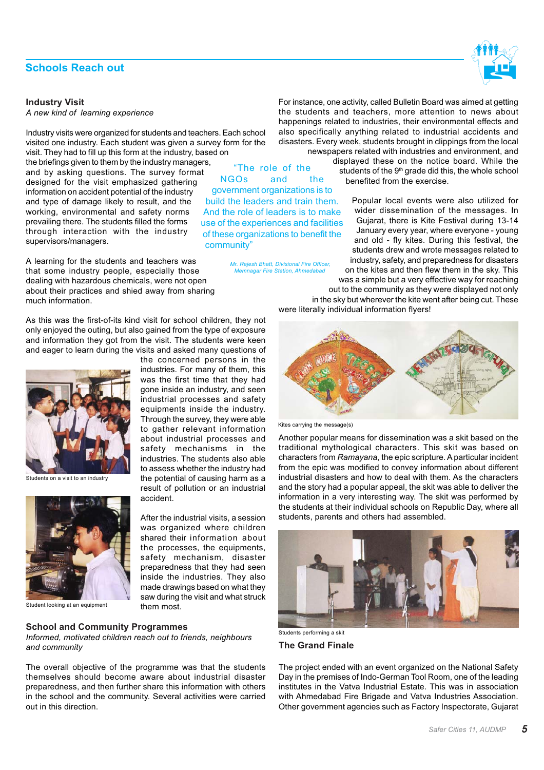## Schools Reach out

### Industry Visit

*A new kind of learning experience*

Industry visits were organized for students and teachers. Each school visited one industry. Each student was given a survey form for the visit. They had to fill up this form at the industry, based on the briefings given to them by the industry managers, and by asking questions. The survey format designed for the visit emphasized gathering information on accident potential of the industry and type of damage likely to result, and the working, environmental and safety norms prevailing there. The students filled the forms through interaction with the industry supervisors/managers.

A learning for the students and teachers was that some industry people, especially those dealing with hazardous chemicals, were not open about their practices and shied away from sharing much information.

> "The role of the NGOs and the government organizations is to build the leaders and train them. And the role of leaders is to make use of the experiences and facilities of these organizations to benefit the community"
>
> *Mr. Rajesh Bhatt, Divisional Fire Officer, Memnagar Fire Station, Ahmedabad*

As this was the first-of-its kind visit for school children, they not only enjoyed the outing, but also gained from the type of exposure and information they got from the visit. The students were keen and eager to learn during the visits and asked many questions of the concerned persons in the industries. For many of them, this was the first time that they had gone inside an industry, and seen industrial processes and safety equipments inside the industry. Through the survey, they were able to gather relevant information about industrial processes and safety mechanisms in the industries. The students also able to assess whether the industry had the potential of causing harm as a result of pollution or an industrial accident.

Students on a visit to an industry

Student looking at an equipment

After the industrial visits, a session was organized where children shared their information about the processes, the equipments, safety mechanism, disaster preparedness that they had seen inside the industries. They also made drawings based on what they saw during the visit and what struck them most.

### School and Community Programmes

*Informed, motivated children reach out to friends, neighbours and community*

The overall objective of the programme was that the students themselves should become aware about industrial disaster preparedness, and then further share this information with others in the school and the community. Several activities were carried out in this direction.

For instance, one activity, called Bulletin Board was aimed at getting the students and teachers, more attention to news about happenings related to industries, their environmental effects and also specifically anything related to industrial accidents and disasters. Every week, students brought in clippings from the local newspapers related with industries and environment, and displayed these on the notice board. While the students of the 9th grade did this, the whole school benefited from the exercise.

Popular local events were also utilized for wider dissemination of the messages. In Gujarat, there is Kite Festival during 13-14 January every year, where everyone - young and old - fly kites. During this festival, the students drew and wrote messages related to industry, safety, and preparedness for disasters on the kites and then flew them in the sky. This was a simple but a very effective way for reaching out to the community as they were displayed not only in the sky but wherever the kite went after being cut. These were literally individual information flyers!

Kites carrying the message(s)

Another popular means for dissemination was a skit based on the traditional mythological characters. This skit was based on characters from *Ramayana*, the epic scripture. A particular incident from the epic was modified to convey information about different industrial disasters and how to deal with them. As the characters and the story had a popular appeal, the skit was able to deliver the information in a very interesting way. The skit was performed by the students at their individual schools on Republic Day, where all students, parents and others had assembled.

Students performing a skit

### The Grand Finale

The project ended with an event organized on the National Safety Day in the premises of Indo-German Tool Room, one of the leading institutes in the Vatva Industrial Estate. This was in association with Ahmedabad Fire Brigade and Vatva Industries Association. Other government agencies such as Factory Inspectorate, Gujarat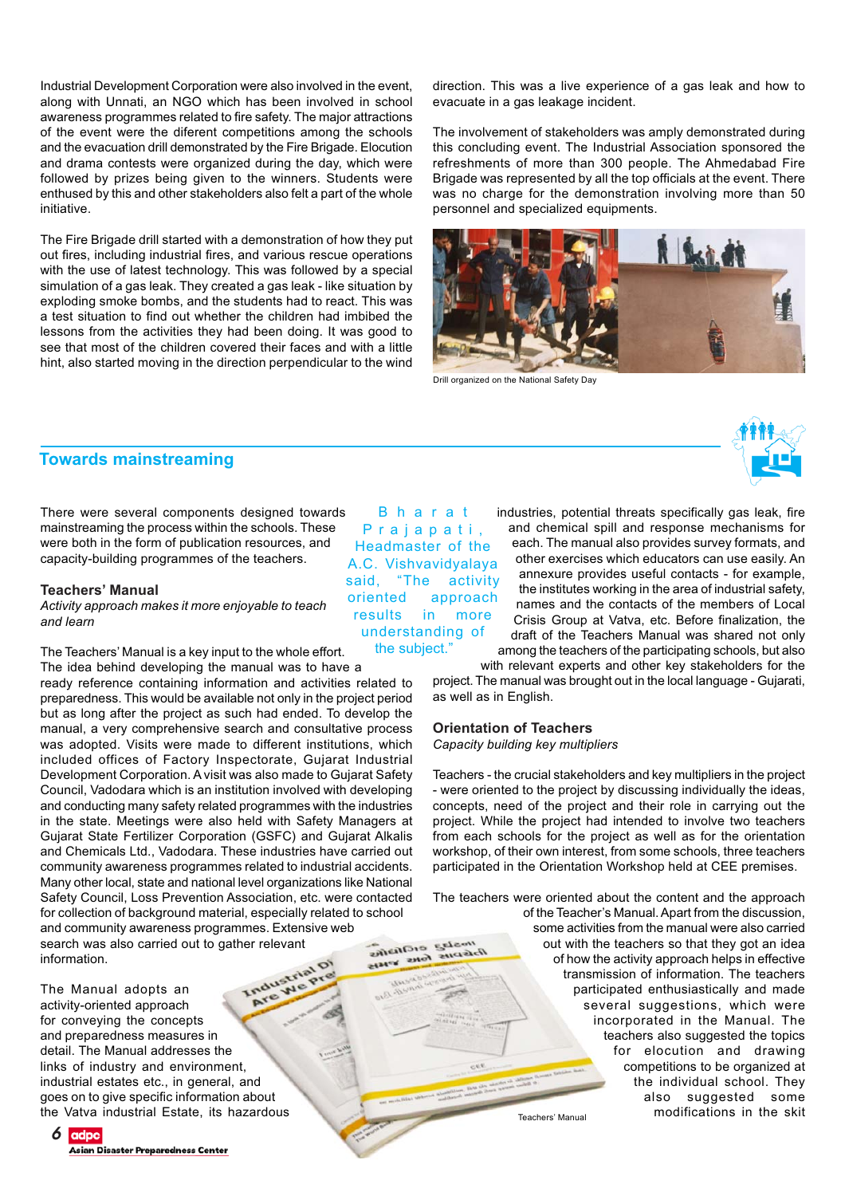Industrial Development Corporation were also involved in the event, along with Unnati, an NGO which has been involved in school awareness programmes related to fire safety. The major attractions of the event were the diferent competitions among the schools and the evacuation drill demonstrated by the Fire Brigade. Elocution and drama contests were organized during the day, which were followed by prizes being given to the winners. Students were enthused by this and other stakeholders also felt a part of the whole initiative.

The Fire Brigade drill started with a demonstration of how they put out fires, including industrial fires, and various rescue operations with the use of latest technology. This was followed by a special simulation of a gas leak. They created a gas leak - like situation by exploding smoke bombs, and the students had to react. This was a test situation to find out whether the children had imbibed the lessons from the activities they had been doing. It was good to see that most of the children covered their faces and with a little hint, also started moving in the direction perpendicular to the wind direction. This was a live experience of a gas leak and how to evacuate in a gas leakage incident.

The involvement of stakeholders was amply demonstrated during this concluding event. The Industrial Association sponsored the refreshments of more than 300 people. The Ahmedabad Fire Brigade was represented by all the top officials at the event. There was no charge for the demonstration involving more than 50 personnel and specialized equipments.

Drill organized on the National Safety Day

## Towards mainstreaming

There were several components designed towards mainstreaming the process within the schools. These were both in the form of publication resources, and capacity-building programmes of the teachers.

### Teachers' Manual

*Activity approach makes it more enjoyable to teach and learn*

> Bharat Prajapati, Headmaster of the A.C. Vishvavidyalaya said, "The activity oriented approach results in more understanding of the subject."

The Teachers' Manual is a key input to the whole effort. The idea behind developing the manual was to have a ready reference containing information and activities related to preparedness. This would be available not only in the project period but as long after the project as such had ended. To develop the manual, a very comprehensive search and consultative process was adopted. Visits were made to different institutions, which included offices of Factory Inspectorate, Gujarat Industrial Development Corporation. A visit was also made to Gujarat Safety Council, Vadodara which is an institution involved with developing and conducting many safety related programmes with the industries in the state. Meetings were also held with Safety Managers at Gujarat State Fertilizer Corporation (GSFC) and Gujarat Alkalis and Chemicals Ltd., Vadodara. These industries have carried out community awareness programmes related to industrial accidents. Many other local, state and national level organizations like National Safety Council, Loss Prevention Association, etc. were contacted for collection of background material, especially related to school and community awareness programmes. Extensive web search was also carried out to gather relevant information.

The Manual adopts an activity-oriented approach for conveying the concepts and preparedness measures in detail. The Manual addresses the links of industry and environment, industrial estates etc., in general, and goes on to give specific information about the Vatva industrial Estate, its hazardous industries, potential threats specifically gas leak, fire and chemical spill and response mechanisms for each. The manual also provides survey formats, and other exercises which educators can use easily. An annexure provides useful contacts - for example, the institutes working in the area of industrial safety, names and the contacts of the members of Local Crisis Group at Vatva, etc. Before finalization, the draft of the Teachers Manual was shared not only among the teachers of the participating schools, but also with relevant experts and other key stakeholders for the project. The manual was brought out in the local language - Gujarati, as well as in English.

Teachers' Manual

### Orientation of Teachers

*Capacity building key multipliers*

Teachers - the crucial stakeholders and key multipliers in the project - were oriented to the project by discussing individually the ideas, concepts, need of the project and their role in carrying out the project. While the project had intended to involve two teachers from each schools for the project as well as for the orientation workshop, of their own interest, from some schools, three teachers participated in the Orientation Workshop held at CEE premises.

The teachers were oriented about the content and the approach of the Teacher's Manual. Apart from the discussion, some activities from the manual were also carried out with the teachers so that they got an idea of how the activity approach helps in effective transmission of information. The teachers participated enthusiastically and made several suggestions, which were incorporated in the Manual. The teachers also suggested the topics for elocution and drawing competitions to be organized at the individual school. They also suggested some modifications in the skit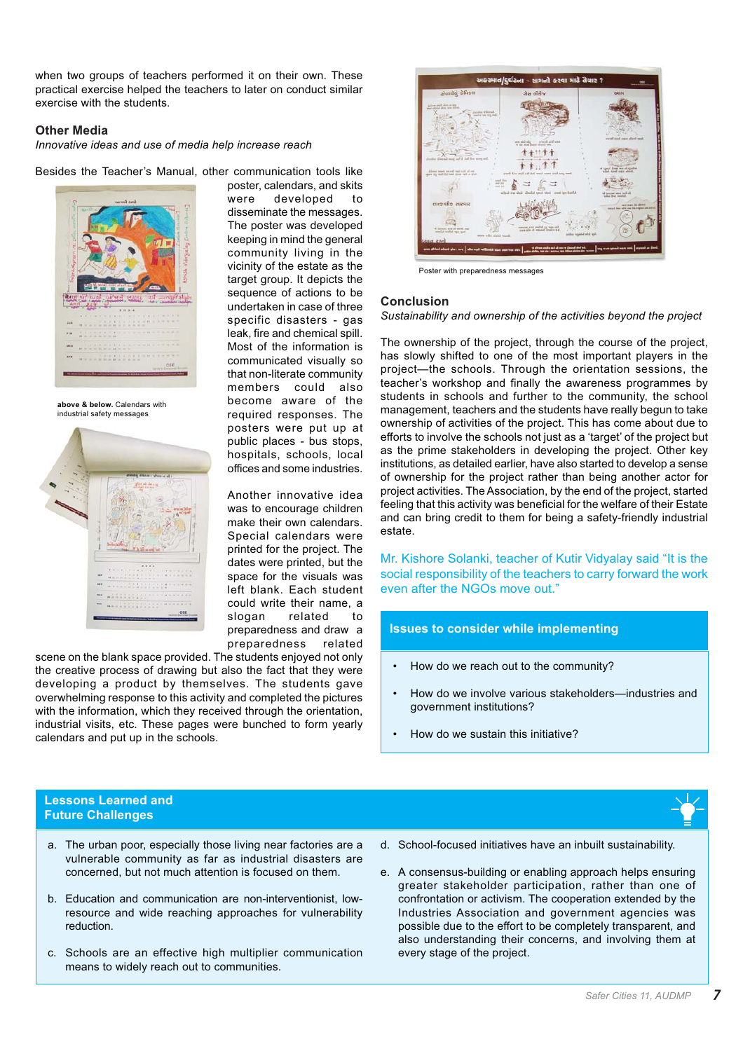when two groups of teachers performed it on their own. These practical exercise helped the teachers to later on conduct similar exercise with the students.

## Other Media

*Innovative ideas and use of media help increase reach*

Besides the Teacher's Manual, other communication tools like poster, calendars, and skits were developed to disseminate the messages. The poster was developed keeping in mind the general community living in the vicinity of the estate as the target group. It depicts the sequence of actions to be undertaken in case of three specific disasters - gas leak, fire and chemical spill. Most of the information is communicated visually so that non-literate community members could also become aware of the required responses. The posters were put up at public places - bus stops, hospitals, schools, local offices and some industries.

**above & below.** Calendars with industrial safety messages

Another innovative idea was to encourage children make their own calendars. Special calendars were printed for the project. The dates were printed, but the space for the visuals was left blank. Each student could write their name, a slogan related to preparedness and draw a preparedness related scene on the blank space provided. The students enjoyed not only the creative process of drawing but also the fact that they were developing a product by themselves. The students gave overwhelming response to this activity and completed the pictures with the information, which they received through the orientation, industrial visits, etc. These pages were bunched to form yearly calendars and put up in the schools.

Poster with preparedness messages

## Conclusion

*Sustainability and ownership of the activities beyond the project*

The ownership of the project, through the course of the project, has slowly shifted to one of the most important players in the project—the schools. Through the orientation sessions, the teacher's workshop and finally the awareness programmes by students in schools and further to the community, the school management, teachers and the students have really begun to take ownership of activities of the project. This has come about due to efforts to involve the schools not just as a 'target' of the project but as the prime stakeholders in developing the project. Other key institutions, as detailed earlier, have also started to develop a sense of ownership for the project rather than being another actor for project activities. The Association, by the end of the project, started feeling that this activity was beneficial for the welfare of their Estate and can bring credit to them for being a safety-friendly industrial estate.

Mr. Kishore Solanki, teacher of Kutir Vidyalay said "It is the social responsibility of the teachers to carry forward the work even after the NGOs move out."

### Issues to consider while implementing

- How do we reach out to the community?
- How do we involve various stakeholders—industries and government institutions?
- How do we sustain this initiative?

### Lessons Learned and Future Challenges

a. The urban poor, especially those living near factories are a vulnerable community as far as industrial disasters are concerned, but not much attention is focused on them.

b. Education and communication are non-interventionist, low-resource and wide reaching approaches for vulnerability reduction.

c. Schools are an effective high multiplier communication means to widely reach out to communities.

d. School-focused initiatives have an inbuilt sustainability.

e. A consensus-building or enabling approach helps ensuring greater stakeholder participation, rather than one of confrontation or activism. The cooperation extended by the Industries Association and government agencies was possible due to the effort to be completely transparent, and also understanding their concerns, and involving them at every stage of the project.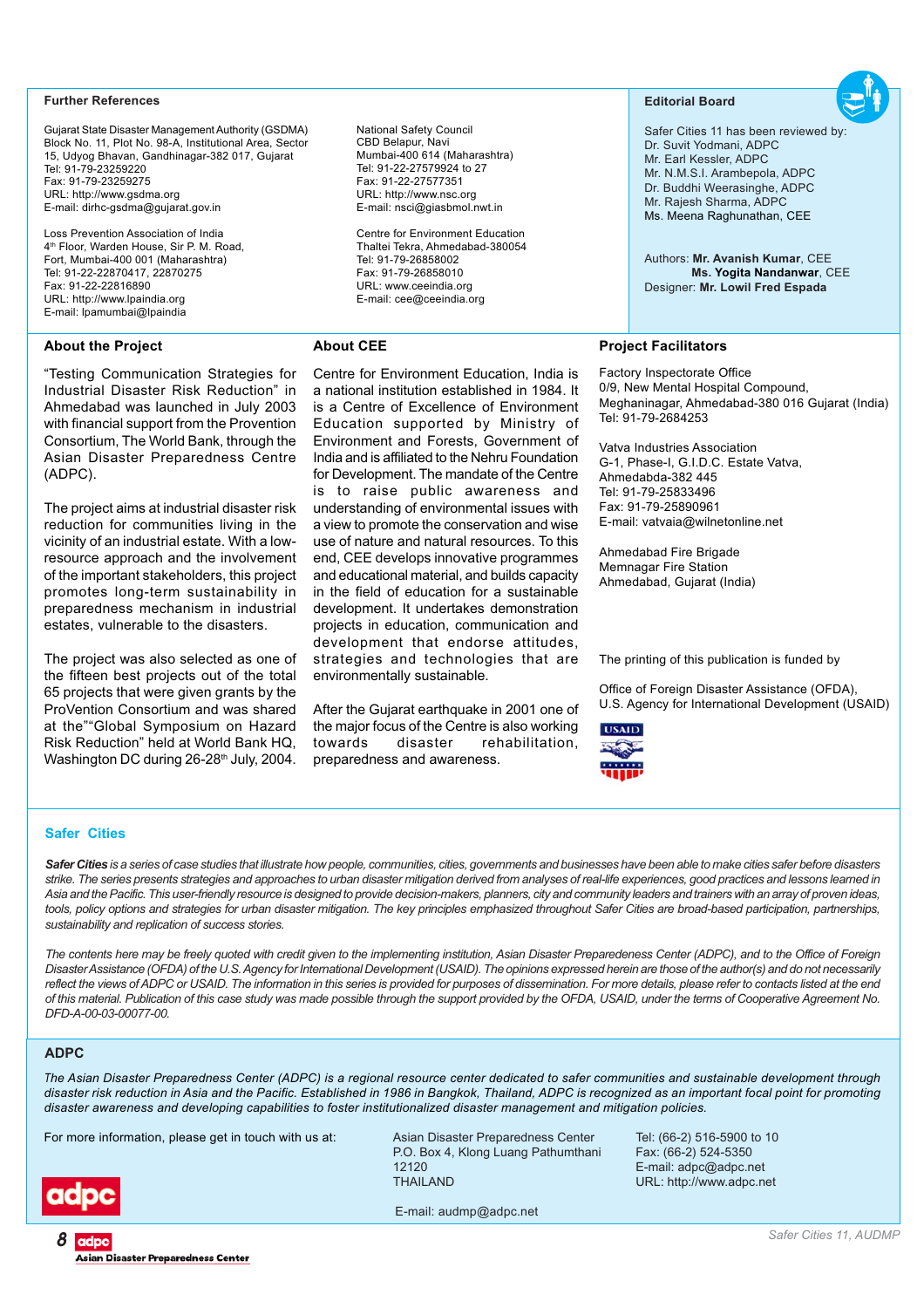## Further References

Gujarat State Disaster Management Authority (GSDMA)
Block No. 11, Plot No. 98-A, Institutional Area, Sector 15, Udyog Bhavan, Gandhinagar-382 017, Gujarat
Tel: 91-79-23259220
Fax: 91-79-23259275
URL: http://www.gsdma.org
E-mail: dirhc-gsdma@gujarat.gov.in

Loss Prevention Association of India
4th Floor, Warden House, Sir P. M. Road, Fort, Mumbai-400 001 (Maharashtra)
Tel: 91-22-22870417, 22870275
Fax: 91-22-22816890
URL: http://www.lpaindia.org
E-mail: lpamumbai@lpaindia

National Safety Council
CBD Belapur, Navi
Mumbai-400 614 (Maharashtra)
Tel: 91-22-27579924 to 27
Fax: 91-22-27577351
URL: http://www.nsc.org
E-mail: nsci@giasbmol.nwt.in

Centre for Environment Education
Thaltei Tekra, Ahmedabad-380054
Tel: 91-79-26858002
Fax: 91-79-26858010
URL: www.ceeindia.org
E-mail: cee@ceeindia.org

## Editorial Board

Safer Cities 11 has been reviewed by:
Dr. Suvit Yodmani, ADPC
Mr. Earl Kessler, ADPC
Mr. N.M.S.I. Arambepola, ADPC
Dr. Buddhi Weerasinghe, ADPC
Mr. Rajesh Sharma, ADPC
Ms. Meena Raghunathan, CEE

Authors: **Mr. Avanish Kumar**, CEE
**Ms. Yogita Nandanwar**, CEE
Designer: **Mr. Lowil Fred Espada**

## About the Project

"Testing Communication Strategies for Industrial Disaster Risk Reduction" in Ahmedabad was launched in July 2003 with financial support from the Provention Consortium, The World Bank, through the Asian Disaster Preparedness Centre (ADPC).

The project aims at industrial disaster risk reduction for communities living in the vicinity of an industrial estate. With a low-resource approach and the involvement of the important stakeholders, this project promotes long-term sustainability in preparedness mechanism in industrial estates, vulnerable to the disasters.

The project was also selected as one of the fifteen best projects out of the total 65 projects that were given grants by the ProVention Consortium and was shared at the""Global Symposium on Hazard Risk Reduction" held at World Bank HQ, Washington DC during 26-28th July, 2004.

## About CEE

Centre for Environment Education, India is a national institution established in 1984. It is a Centre of Excellence of Environment Education supported by Ministry of Environment and Forests, Government of India and is affiliated to the Nehru Foundation for Development. The mandate of the Centre is to raise public awareness and understanding of environmental issues with a view to promote the conservation and wise use of nature and natural resources. To this end, CEE develops innovative programmes and educational material, and builds capacity in the field of education for a sustainable development. It undertakes demonstration projects in education, communication and development that endorse attitudes, strategies and technologies that are environmentally sustainable.

After the Gujarat earthquake in 2001 one of the major focus of the Centre is also working towards disaster rehabilitation, preparedness and awareness.

## Project Facilitators

Factory Inspectorate Office
0/9, New Mental Hospital Compound, Meghaninagar, Ahmedabad-380 016 Gujarat (India)
Tel: 91-79-2684253

Vatva Industries Association
G-1, Phase-I, G.I.D.C. Estate Vatva, Ahmedabda-382 445
Tel: 91-79-25833496
Fax: 91-79-25890961
E-mail: vatvaia@wilnetonline.net

Ahmedabad Fire Brigade
Memnagar Fire Station
Ahmedabad, Gujarat (India)

The printing of this publication is funded by

Office of Foreign Disaster Assistance (OFDA), U.S. Agency for International Development (USAID)

## Safer Cities

*__Safer Cities__ is a series of case studies that illustrate how people, communities, cities, governments and businesses have been able to make cities safer before disasters strike. The series presents strategies and approaches to urban disaster mitigation derived from analyses of real-life experiences, good practices and lessons learned in Asia and the Pacific. This user-friendly resource is designed to provide decision-makers, planners, city and community leaders and trainers with an array of proven ideas, tools, policy options and strategies for urban disaster mitigation. The key principles emphasized throughout Safer Cities are broad-based participation, partnerships, sustainability and replication of success stories.*

*The contents here may be freely quoted with credit given to the implementing institution, Asian Disaster Preparedness Center (ADPC), and to the Office of Foreign Disaster Assistance (OFDA) of the U.S. Agency for International Development (USAID). The opinions expressed herein are those of the author(s) and do not necessarily reflect the views of ADPC or USAID. The information in this series is provided for purposes of dissemination. For more details, please refer to contacts listed at the end of this material. Publication of this case study was made possible through the support provided by the OFDA, USAID, under the terms of Cooperative Agreement No. DFD-A-00-03-00077-00.*

## ADPC

*The Asian Disaster Preparedness Center (ADPC) is a regional resource center dedicated to safer communities and sustainable development through disaster risk reduction in Asia and the Pacific. Established in 1986 in Bangkok, Thailand, ADPC is recognized as an important focal point for promoting disaster awareness and developing capabilities to foster institutionalized disaster management and mitigation policies.*

For more information, please get in touch with us at:

Asian Disaster Preparedness Center
P.O. Box 4, Klong Luang Pathumthani
12120
THAILAND

Tel: (66-2) 516-5900 to 10
Fax: (66-2) 524-5350
E-mail: adpc@adpc.net
URL: http://www.adpc.net

E-mail: audmp@adpc.net